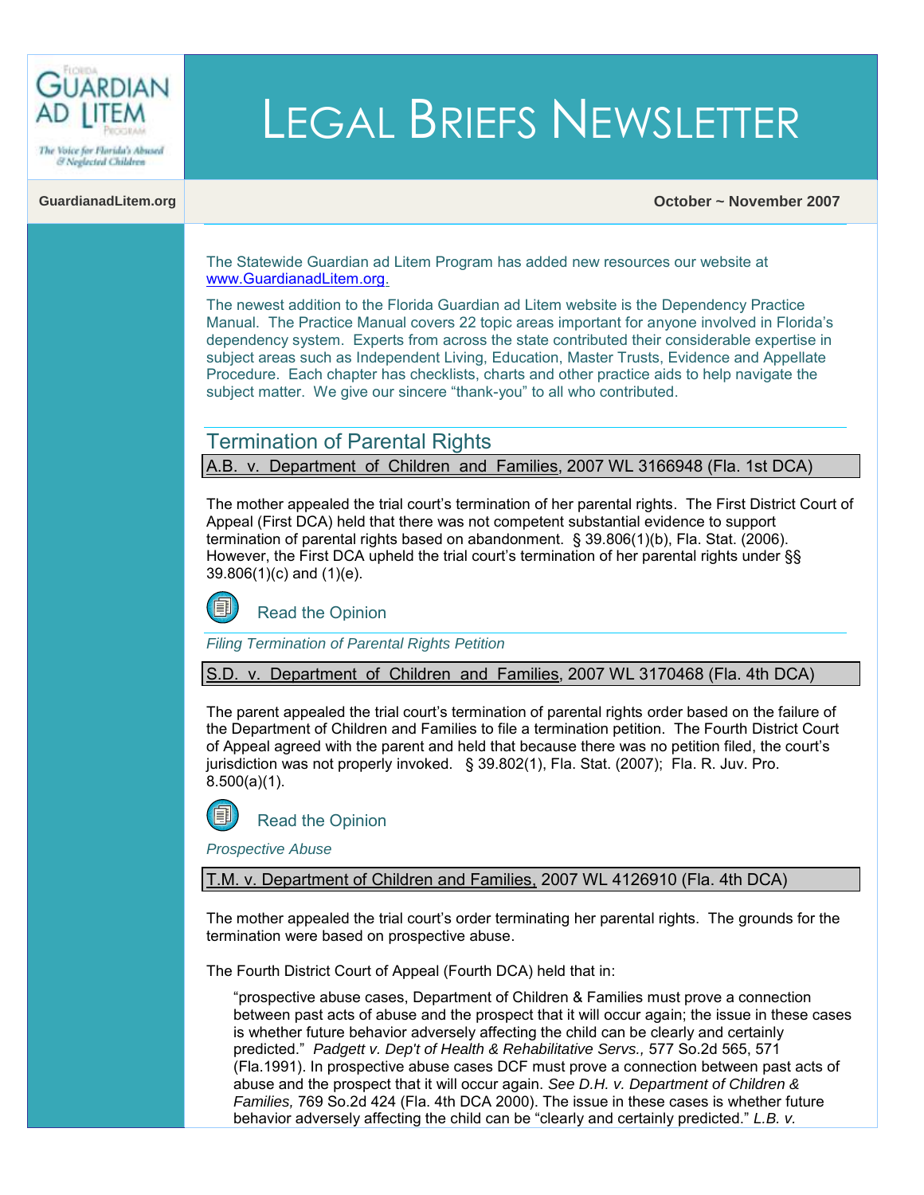# Legal Briefs Newsletter

GuardianadLitem.org

October ~ November 2007

The Statewide Guardian ad Litem Program has added new resources our website at www.GuardianadLitem.org.

The newest addition to the Florida Guardian ad Litem website is the Dependency Practice Manual. The Practice Manual covers 22 topic areas important for anyone involved in Florida's dependency system. Experts from across the state contributed their considerable expertise in subject areas such as Independent Living, Education, Master Trusts, Evidence and Appellate Procedure. Each chapter has checklists, charts and other practice aids to help navigate the subject matter. We give our sincere "thank-you" to all who contributed.

## Termination of Parental Rights

A.B. v. Department of Children and Families, 2007 WL 3166948 (Fla. 1st DCA)

The mother appealed the trial court's termination of her parental rights. The First District Court of Appeal (First DCA) held that there was not competent substantial evidence to support termination of parental rights based on abandonment. § 39.806(1)(b), Fla. Stat. (2006). However, the First DCA upheld the trial court's termination of her parental rights under §§ 39.806(1)(c) and (1)(e).

Read the Opinion

*Filing Termination of Parental Rights Petition*

S.D. v. Department of Children and Families, 2007 WL 3170468 (Fla. 4th DCA)

The parent appealed the trial court's termination of parental rights order based on the failure of the Department of Children and Families to file a termination petition. The Fourth District Court of Appeal agreed with the parent and held that because there was no petition filed, the court's jurisdiction was not properly invoked. § 39.802(1), Fla. Stat. (2007); Fla. R. Juv. Pro. 8.500(a)(1).

Read the Opinion

*Prospective Abuse*

T.M. v. Department of Children and Families, 2007 WL 4126910 (Fla. 4th DCA)

The mother appealed the trial court's order terminating her parental rights. The grounds for the termination were based on prospective abuse.

The Fourth District Court of Appeal (Fourth DCA) held that in:

> "prospective abuse cases, Department of Children & Families must prove a connection between past acts of abuse and the prospect that it will occur again; the issue in these cases is whether future behavior adversely affecting the child can be clearly and certainly predicted." *Padgett v. Dep't of Health & Rehabilitative Servs.,* 577 So.2d 565, 571 (Fla.1991). In prospective abuse cases DCF must prove a connection between past acts of abuse and the prospect that it will occur again. *See D.H. v. Department of Children & Families,* 769 So.2d 424 (Fla. 4th DCA 2000). The issue in these cases is whether future behavior adversely affecting the child can be "clearly and certainly predicted." *L.B. v.*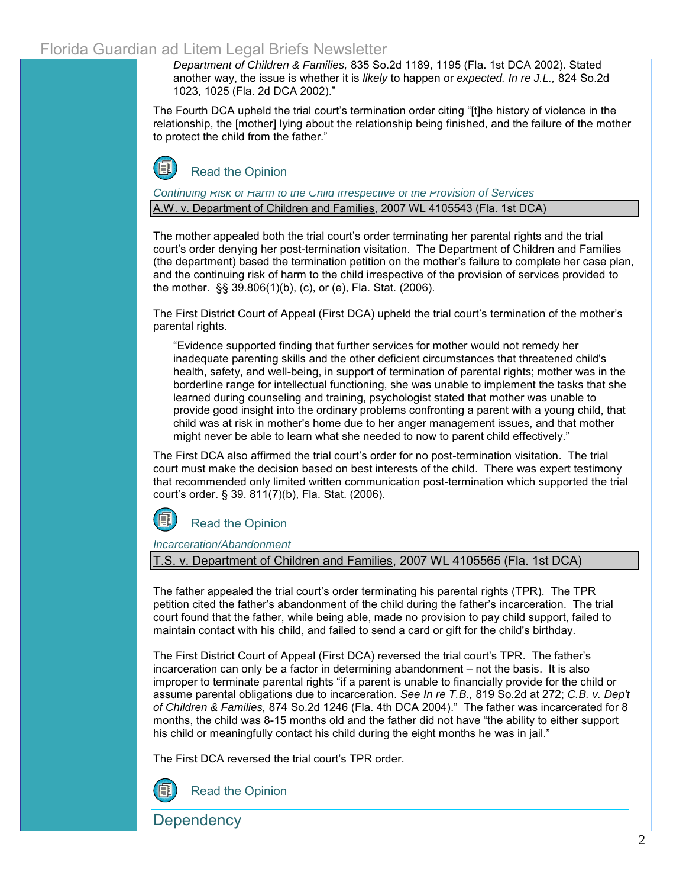> *Department of Children & Families,* 835 So.2d 1189, 1195 (Fla. 1st DCA 2002). Stated another way, the issue is whether it is *likely* to happen or *expected. In re J.L.,* 824 So.2d 1023, 1025 (Fla. 2d DCA 2002)."

The Fourth DCA upheld the trial court's termination order citing "[t]he history of violence in the relationship, the [mother] lying about the relationship being finished, and the failure of the mother to protect the child from the father."

Read the Opinion

*Continuing Risk of Harm to the Child Irrespective of the Provision of Services*

A.W. v. Department of Children and Families, 2007 WL 4105543 (Fla. 1st DCA)

The mother appealed both the trial court's order terminating her parental rights and the trial court's order denying her post-termination visitation. The Department of Children and Families (the department) based the termination petition on the mother's failure to complete her case plan, and the continuing risk of harm to the child irrespective of the provision of services provided to the mother. §§ 39.806(1)(b), (c), or (e), Fla. Stat. (2006).

The First District Court of Appeal (First DCA) upheld the trial court's termination of the mother's parental rights.

> "Evidence supported finding that further services for mother would not remedy her inadequate parenting skills and the other deficient circumstances that threatened child's health, safety, and well-being, in support of termination of parental rights; mother was in the borderline range for intellectual functioning, she was unable to implement the tasks that she learned during counseling and training, psychologist stated that mother was unable to provide good insight into the ordinary problems confronting a parent with a young child, that child was at risk in mother's home due to her anger management issues, and that mother might never be able to learn what she needed to now to parent child effectively."

The First DCA also affirmed the trial court's order for no post-termination visitation. The trial court must make the decision based on best interests of the child. There was expert testimony that recommended only limited written communication post-termination which supported the trial court's order. § 39. 811(7)(b), Fla. Stat. (2006).

Read the Opinion

*Incarceration/Abandonment*

T.S. v. Department of Children and Families, 2007 WL 4105565 (Fla. 1st DCA)

The father appealed the trial court's order terminating his parental rights (TPR). The TPR petition cited the father's abandonment of the child during the father's incarceration. The trial court found that the father, while being able, made no provision to pay child support, failed to maintain contact with his child, and failed to send a card or gift for the child's birthday.

The First District Court of Appeal (First DCA) reversed the trial court's TPR. The father's incarceration can only be a factor in determining abandonment – not the basis. It is also improper to terminate parental rights "if a parent is unable to financially provide for the child or assume parental obligations due to incarceration. *See In re T.B.,* 819 So.2d at 272; *C.B. v. Dep't of Children & Families,* 874 So.2d 1246 (Fla. 4th DCA 2004)." The father was incarcerated for 8 months, the child was 8-15 months old and the father did not have "the ability to either support his child or meaningfully contact his child during the eight months he was in jail."

The First DCA reversed the trial court's TPR order.

Read the Opinion

## Dependency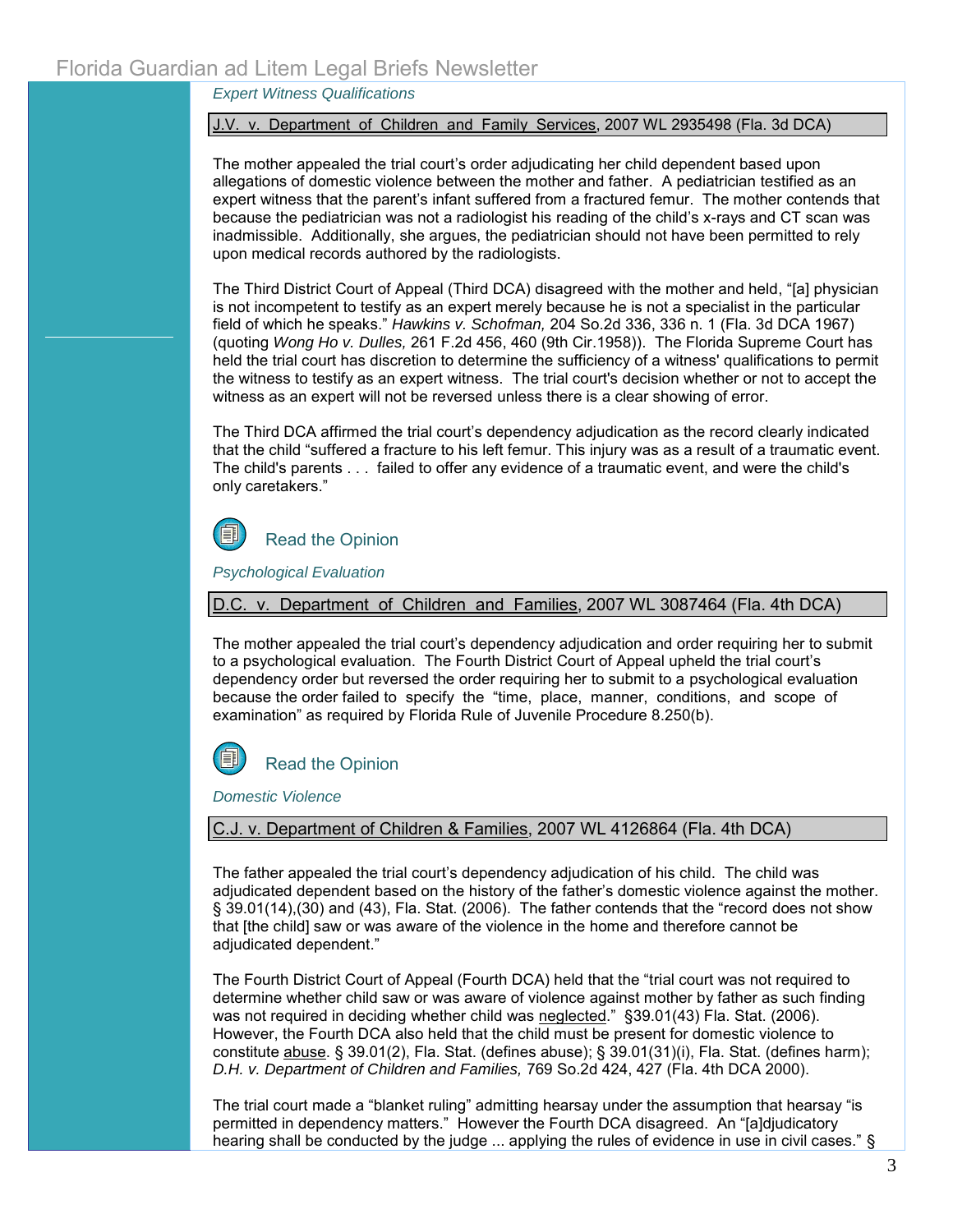*Expert Witness Qualifications*

J.V. v. Department of Children and Family Services, 2007 WL 2935498 (Fla. 3d DCA)

The mother appealed the trial court's order adjudicating her child dependent based upon allegations of domestic violence between the mother and father. A pediatrician testified as an expert witness that the parent's infant suffered from a fractured femur. The mother contends that because the pediatrician was not a radiologist his reading of the child's x-rays and CT scan was inadmissible. Additionally, she argues, the pediatrician should not have been permitted to rely upon medical records authored by the radiologists.

The Third District Court of Appeal (Third DCA) disagreed with the mother and held, "[a] physician is not incompetent to testify as an expert merely because he is not a specialist in the particular field of which he speaks." *Hawkins v. Schofman,* 204 So.2d 336, 336 n. 1 (Fla. 3d DCA 1967) (quoting *Wong Ho v. Dulles,* 261 F.2d 456, 460 (9th Cir.1958)). The Florida Supreme Court has held the trial court has discretion to determine the sufficiency of a witness' qualifications to permit the witness to testify as an expert witness. The trial court's decision whether or not to accept the witness as an expert will not be reversed unless there is a clear showing of error.

The Third DCA affirmed the trial court's dependency adjudication as the record clearly indicated that the child "suffered a fracture to his left femur. This injury was as a result of a traumatic event. The child's parents . . . failed to offer any evidence of a traumatic event, and were the child's only caretakers."

Read the Opinion

*Psychological Evaluation*

D.C. v. Department of Children and Families, 2007 WL 3087464 (Fla. 4th DCA)

The mother appealed the trial court's dependency adjudication and order requiring her to submit to a psychological evaluation. The Fourth District Court of Appeal upheld the trial court's dependency order but reversed the order requiring her to submit to a psychological evaluation because the order failed to specify the "time, place, manner, conditions, and scope of examination" as required by Florida Rule of Juvenile Procedure 8.250(b).

Read the Opinion

*Domestic Violence*

C.J. v. Department of Children & Families, 2007 WL 4126864 (Fla. 4th DCA)

The father appealed the trial court's dependency adjudication of his child. The child was adjudicated dependent based on the history of the father's domestic violence against the mother. § 39.01(14),(30) and (43), Fla. Stat. (2006). The father contends that the "record does not show that [the child] saw or was aware of the violence in the home and therefore cannot be adjudicated dependent."

The Fourth District Court of Appeal (Fourth DCA) held that the "trial court was not required to determine whether child saw or was aware of violence against mother by father as such finding was not required in deciding whether child was neglected." §39.01(43) Fla. Stat. (2006). However, the Fourth DCA also held that the child must be present for domestic violence to constitute abuse. § 39.01(2), Fla. Stat. (defines abuse); § 39.01(31)(i), Fla. Stat. (defines harm); *D.H. v. Department of Children and Families,* 769 So.2d 424, 427 (Fla. 4th DCA 2000).

The trial court made a "blanket ruling" admitting hearsay under the assumption that hearsay "is permitted in dependency matters." However the Fourth DCA disagreed. An "[a]djudicatory hearing shall be conducted by the judge ... applying the rules of evidence in use in civil cases." §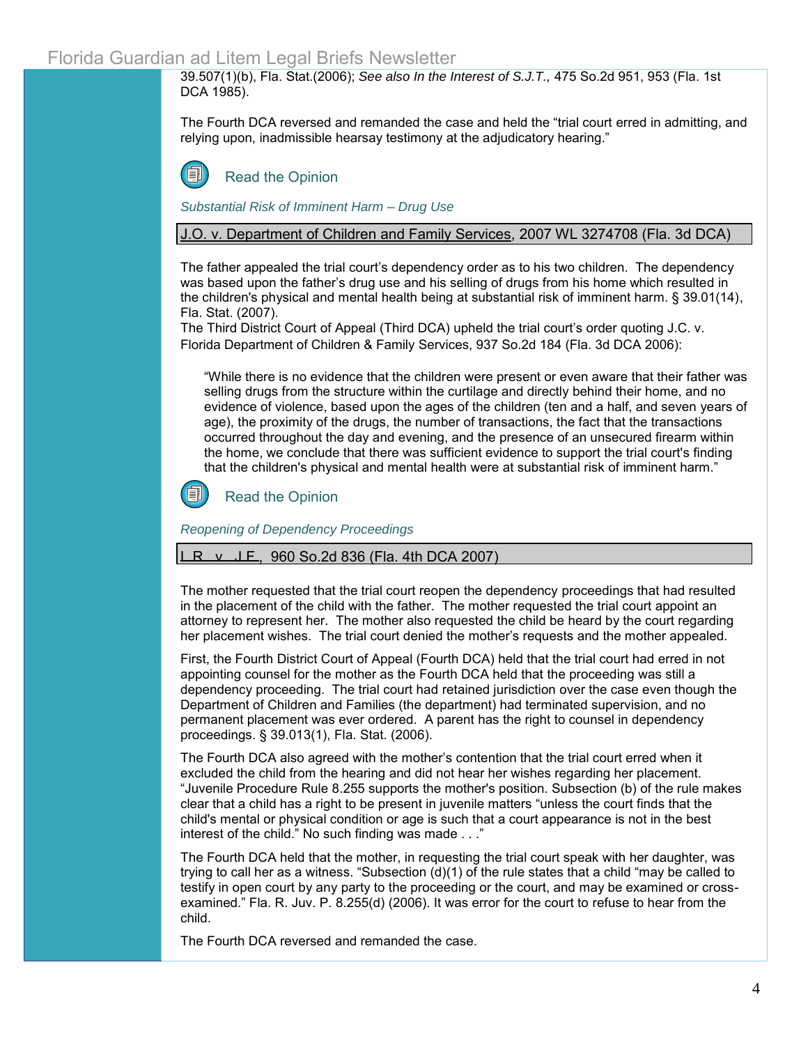39.507(1)(b), Fla. Stat.(2006); *See also In the Interest of S.J.T.,* 475 So.2d 951, 953 (Fla. 1st DCA 1985).

The Fourth DCA reversed and remanded the case and held the "trial court erred in admitting, and relying upon, inadmissible hearsay testimony at the adjudicatory hearing."

Read the Opinion

*Substantial Risk of Imminent Harm – Drug Use*

J.O. v. Department of Children and Family Services, 2007 WL 3274708 (Fla. 3d DCA)

The father appealed the trial court's dependency order as to his two children. The dependency was based upon the father's drug use and his selling of drugs from his home which resulted in the children's physical and mental health being at substantial risk of imminent harm. § 39.01(14), Fla. Stat. (2007).

The Third District Court of Appeal (Third DCA) upheld the trial court's order quoting J.C. v. Florida Department of Children & Family Services, 937 So.2d 184 (Fla. 3d DCA 2006):

> "While there is no evidence that the children were present or even aware that their father was selling drugs from the structure within the curtilage and directly behind their home, and no evidence of violence, based upon the ages of the children (ten and a half, and seven years of age), the proximity of the drugs, the number of transactions, the fact that the transactions occurred throughout the day and evening, and the presence of an unsecured firearm within the home, we conclude that there was sufficient evidence to support the trial court's finding that the children's physical and mental health were at substantial risk of imminent harm."

Read the Opinion

*Reopening of Dependency Proceedings*

L.R. v. J.F., 960 So.2d 836 (Fla. 4th DCA 2007)

The mother requested that the trial court reopen the dependency proceedings that had resulted in the placement of the child with the father. The mother requested the trial court appoint an attorney to represent her. The mother also requested the child be heard by the court regarding her placement wishes. The trial court denied the mother's requests and the mother appealed.

First, the Fourth District Court of Appeal (Fourth DCA) held that the trial court had erred in not appointing counsel for the mother as the Fourth DCA held that the proceeding was still a dependency proceeding. The trial court had retained jurisdiction over the case even though the Department of Children and Families (the department) had terminated supervision, and no permanent placement was ever ordered. A parent has the right to counsel in dependency proceedings. § 39.013(1), Fla. Stat. (2006).

The Fourth DCA also agreed with the mother's contention that the trial court erred when it excluded the child from the hearing and did not hear her wishes regarding her placement. "Juvenile Procedure Rule 8.255 supports the mother's position. Subsection (b) of the rule makes clear that a child has a right to be present in juvenile matters "unless the court finds that the child's mental or physical condition or age is such that a court appearance is not in the best interest of the child." No such finding was made . . ."

The Fourth DCA held that the mother, in requesting the trial court speak with her daughter, was trying to call her as a witness. "Subsection (d)(1) of the rule states that a child "may be called to testify in open court by any party to the proceeding or the court, and may be examined or cross-examined." Fla. R. Juv. P. 8.255(d) (2006). It was error for the court to refuse to hear from the child.

The Fourth DCA reversed and remanded the case.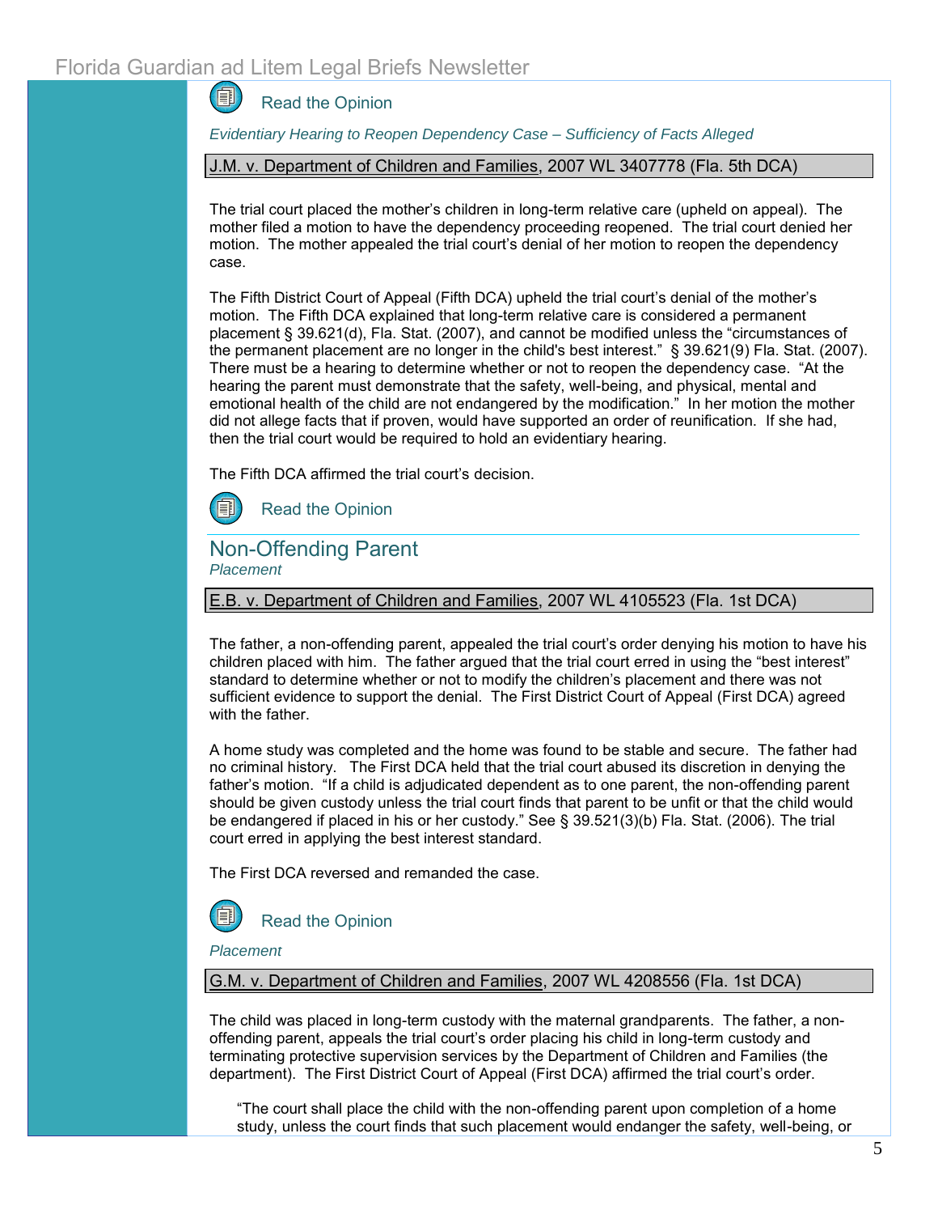Read the Opinion

*Evidentiary Hearing to Reopen Dependency Case – Sufficiency of Facts Alleged*

**J.M. v. Department of Children and Families, 2007 WL 3407778 (Fla. 5th DCA)**

The trial court placed the mother's children in long-term relative care (upheld on appeal). The mother filed a motion to have the dependency proceeding reopened. The trial court denied her motion. The mother appealed the trial court's denial of her motion to reopen the dependency case.

The Fifth District Court of Appeal (Fifth DCA) upheld the trial court's denial of the mother's motion. The Fifth DCA explained that long-term relative care is considered a permanent placement § 39.621(d), Fla. Stat. (2007), and cannot be modified unless the "circumstances of the permanent placement are no longer in the child's best interest." § 39.621(9) Fla. Stat. (2007). There must be a hearing to determine whether or not to reopen the dependency case. "At the hearing the parent must demonstrate that the safety, well-being, and physical, mental and emotional health of the child are not endangered by the modification." In her motion the mother did not allege facts that if proven, would have supported an order of reunification. If she had, then the trial court would be required to hold an evidentiary hearing.

The Fifth DCA affirmed the trial court's decision.

Read the Opinion

## Non-Offending Parent

*Placement*

**E.B. v. Department of Children and Families, 2007 WL 4105523 (Fla. 1st DCA)**

The father, a non-offending parent, appealed the trial court's order denying his motion to have his children placed with him. The father argued that the trial court erred in using the "best interest" standard to determine whether or not to modify the children's placement and there was not sufficient evidence to support the denial. The First District Court of Appeal (First DCA) agreed with the father.

A home study was completed and the home was found to be stable and secure. The father had no criminal history. The First DCA held that the trial court abused its discretion in denying the father's motion. "If a child is adjudicated dependent as to one parent, the non-offending parent should be given custody unless the trial court finds that parent to be unfit or that the child would be endangered if placed in his or her custody." See § 39.521(3)(b) Fla. Stat. (2006). The trial court erred in applying the best interest standard.

The First DCA reversed and remanded the case.

Read the Opinion

*Placement*

**G.M. v. Department of Children and Families, 2007 WL 4208556 (Fla. 1st DCA)**

The child was placed in long-term custody with the maternal grandparents. The father, a non-offending parent, appeals the trial court's order placing his child in long-term custody and terminating protective supervision services by the Department of Children and Families (the department). The First District Court of Appeal (First DCA) affirmed the trial court's order.

> "The court shall place the child with the non-offending parent upon completion of a home study, unless the court finds that such placement would endanger the safety, well-being, or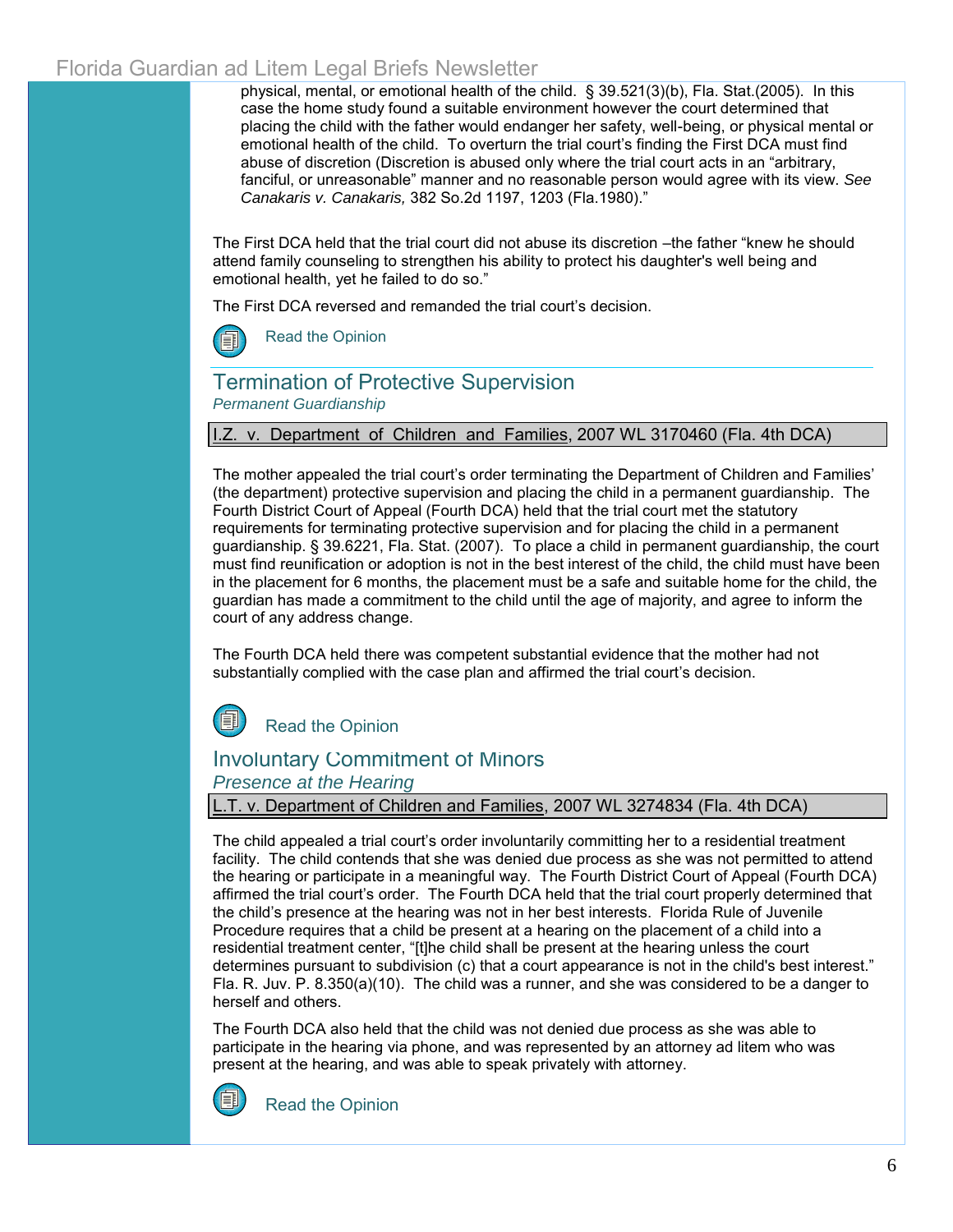physical, mental, or emotional health of the child. § 39.521(3)(b), Fla. Stat.(2005). In this case the home study found a suitable environment however the court determined that placing the child with the father would endanger her safety, well-being, or physical mental or emotional health of the child. To overturn the trial court's finding the First DCA must find abuse of discretion (Discretion is abused only where the trial court acts in an "arbitrary, fanciful, or unreasonable" manner and no reasonable person would agree with its view. *See Canakaris v. Canakaris,* 382 So.2d 1197, 1203 (Fla.1980)."

The First DCA held that the trial court did not abuse its discretion –the father "knew he should attend family counseling to strengthen his ability to protect his daughter's well being and emotional health, yet he failed to do so."

The First DCA reversed and remanded the trial court's decision.

Read the Opinion

## Termination of Protective Supervision

*Permanent Guardianship*

I.Z. v. Department of Children and Families, 2007 WL 3170460 (Fla. 4th DCA)

The mother appealed the trial court's order terminating the Department of Children and Families' (the department) protective supervision and placing the child in a permanent guardianship. The Fourth District Court of Appeal (Fourth DCA) held that the trial court met the statutory requirements for terminating protective supervision and for placing the child in a permanent guardianship. § 39.6221, Fla. Stat. (2007). To place a child in permanent guardianship, the court must find reunification or adoption is not in the best interest of the child, the child must have been in the placement for 6 months, the placement must be a safe and suitable home for the child, the guardian has made a commitment to the child until the age of majority, and agree to inform the court of any address change.

The Fourth DCA held there was competent substantial evidence that the mother had not substantially complied with the case plan and affirmed the trial court's decision.

Read the Opinion

## Involuntary Commitment of Minors

*Presence at the Hearing*

L.T. v. Department of Children and Families, 2007 WL 3274834 (Fla. 4th DCA)

The child appealed a trial court's order involuntarily committing her to a residential treatment facility. The child contends that she was denied due process as she was not permitted to attend the hearing or participate in a meaningful way. The Fourth District Court of Appeal (Fourth DCA) affirmed the trial court's order. The Fourth DCA held that the trial court properly determined that the child's presence at the hearing was not in her best interests. Florida Rule of Juvenile Procedure requires that a child be present at a hearing on the placement of a child into a residential treatment center, "[t]he child shall be present at the hearing unless the court determines pursuant to subdivision (c) that a court appearance is not in the child's best interest." Fla. R. Juv. P. 8.350(a)(10). The child was a runner, and she was considered to be a danger to herself and others.

The Fourth DCA also held that the child was not denied due process as she was able to participate in the hearing via phone, and was represented by an attorney ad litem who was present at the hearing, and was able to speak privately with attorney.

Read the Opinion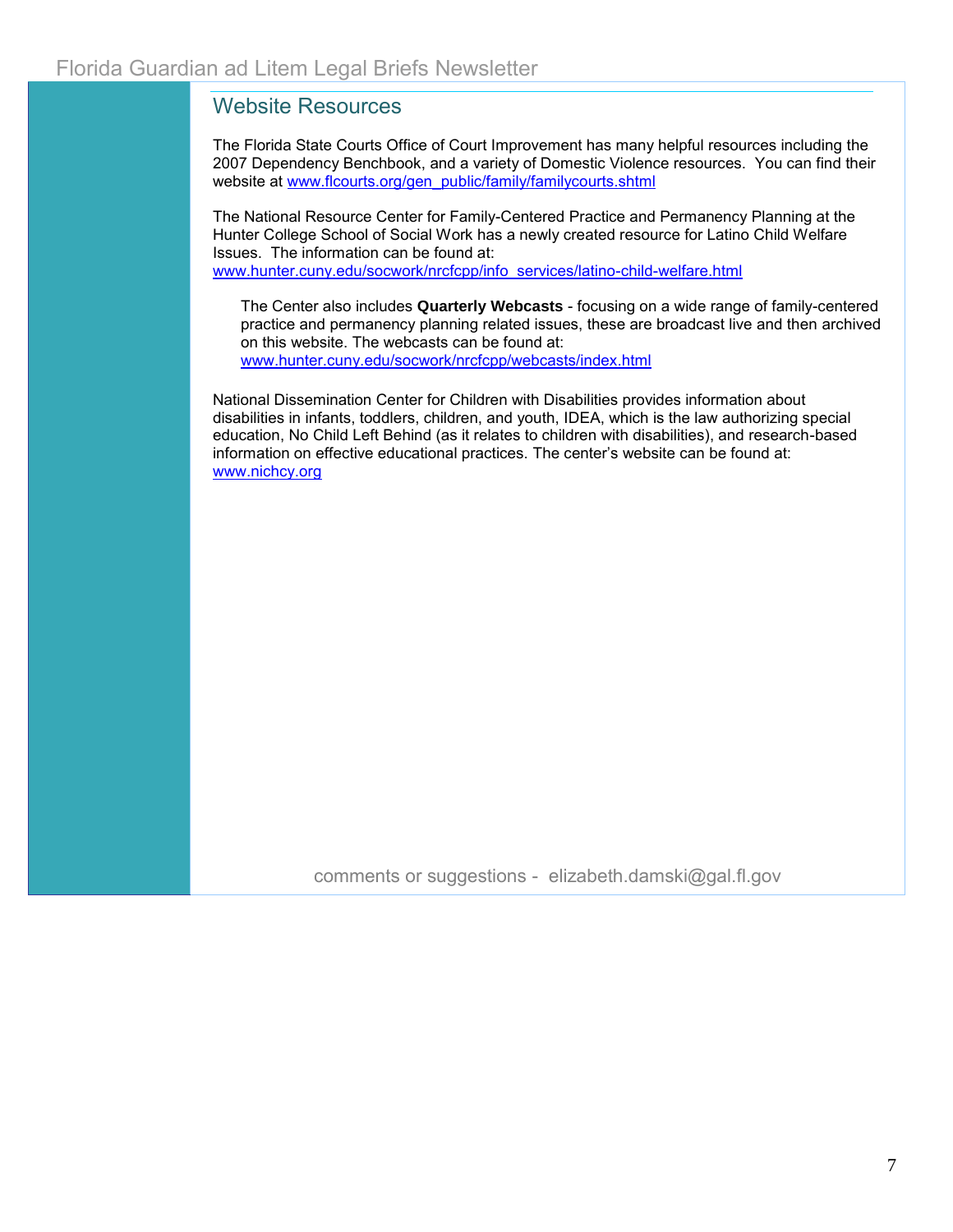## Website Resources

The Florida State Courts Office of Court Improvement has many helpful resources including the 2007 Dependency Benchbook, and a variety of Domestic Violence resources. You can find their website at www.flcourts.org/gen_public/family/familycourts.shtml

The National Resource Center for Family-Centered Practice and Permanency Planning at the Hunter College School of Social Work has a newly created resource for Latino Child Welfare Issues. The information can be found at: www.hunter.cuny.edu/socwork/nrcfcpp/info_services/latino-child-welfare.html

> The Center also includes **Quarterly Webcasts** - focusing on a wide range of family-centered practice and permanency planning related issues, these are broadcast live and then archived on this website. The webcasts can be found at: www.hunter.cuny.edu/socwork/nrcfcpp/webcasts/index.html

National Dissemination Center for Children with Disabilities provides information about disabilities in infants, toddlers, children, and youth, IDEA, which is the law authorizing special education, No Child Left Behind (as it relates to children with disabilities), and research-based information on effective educational practices. The center's website can be found at: www.nichcy.org

comments or suggestions - elizabeth.damski@gal.fl.gov